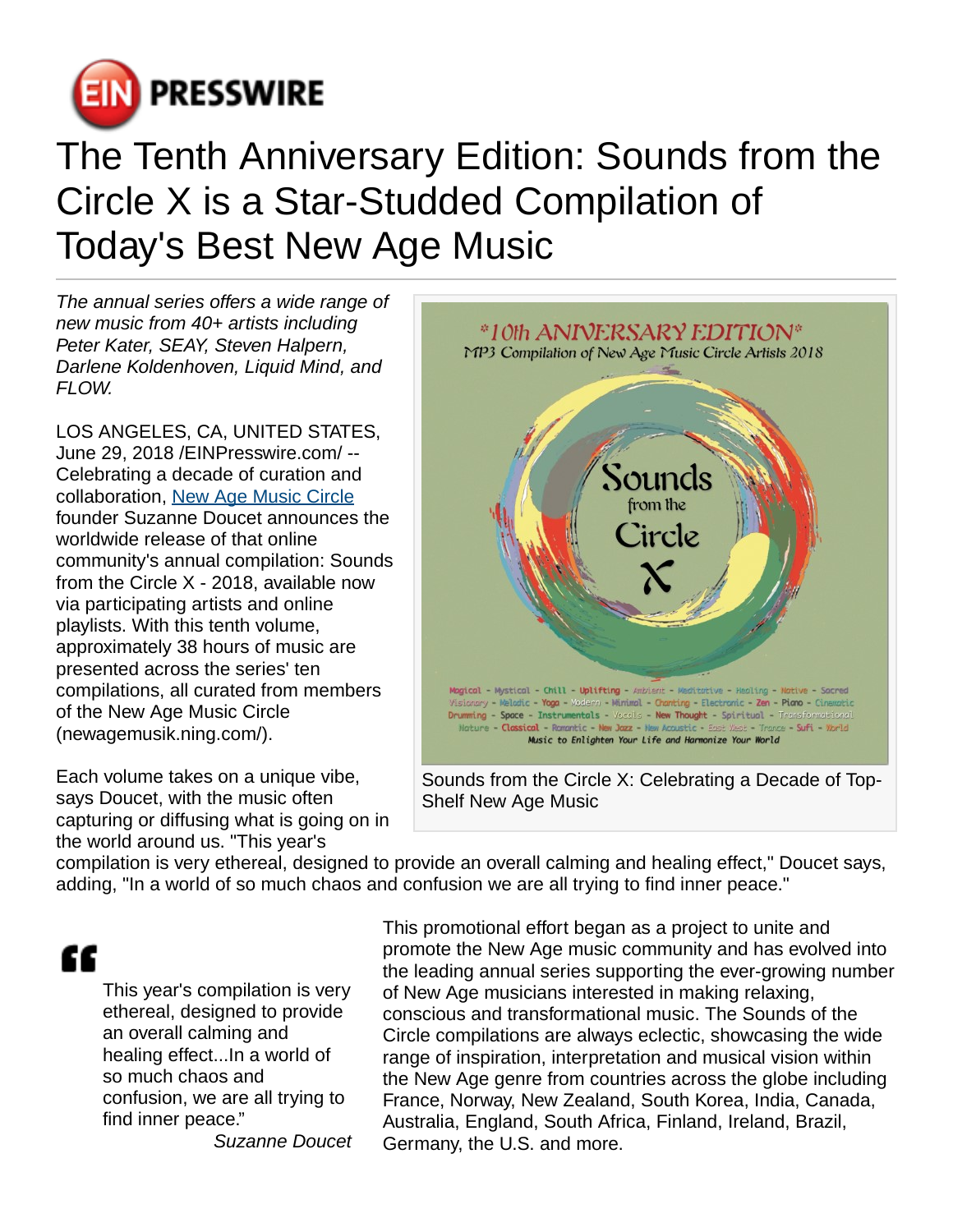# The Tenth Anniversary Edition: Sounds from the Circle X is a Star-Studded Compilation of Today's Best New Age Music

*The annual series offers a wide range of new music from 40+ artists including Peter Kater, SEAY, Steven Halpern, Darlene Koldenhoven, Liquid Mind, and FLOW.*

LOS ANGELES, CA, UNITED STATES, June 29, 2018 /EINPresswire.com/ -- Celebrating a decade of curation and collaboration, New Age Music Circle founder Suzanne Doucet announces the worldwide release of that online community's annual compilation: Sounds from the Circle X - 2018, available now via participating artists and online playlists. With this tenth volume, approximately 38 hours of music are presented across the series' ten compilations, all curated from members of the New Age Music Circle (newagemusik.ning.com/).

Sounds from the Circle X: Celebrating a Decade of Top-Shelf New Age Music

Each volume takes on a unique vibe, says Doucet, with the music often capturing or diffusing what is going on in the world around us. "This year's compilation is very ethereal, designed to provide an overall calming and healing effect," Doucet says, adding, "In a world of so much chaos and confusion we are all trying to find inner peace."

> This year's compilation is very ethereal, designed to provide an overall calming and healing effect...In a world of so much chaos and confusion, we are all trying to find inner peace."
>
> *Suzanne Doucet*

This promotional effort began as a project to unite and promote the New Age music community and has evolved into the leading annual series supporting the ever-growing number of New Age musicians interested in making relaxing, conscious and transformational music. The Sounds of the Circle compilations are always eclectic, showcasing the wide range of inspiration, interpretation and musical vision within the New Age genre from countries across the globe including France, Norway, New Zealand, South Korea, India, Canada, Australia, England, South Africa, Finland, Ireland, Brazil, Germany, the U.S. and more.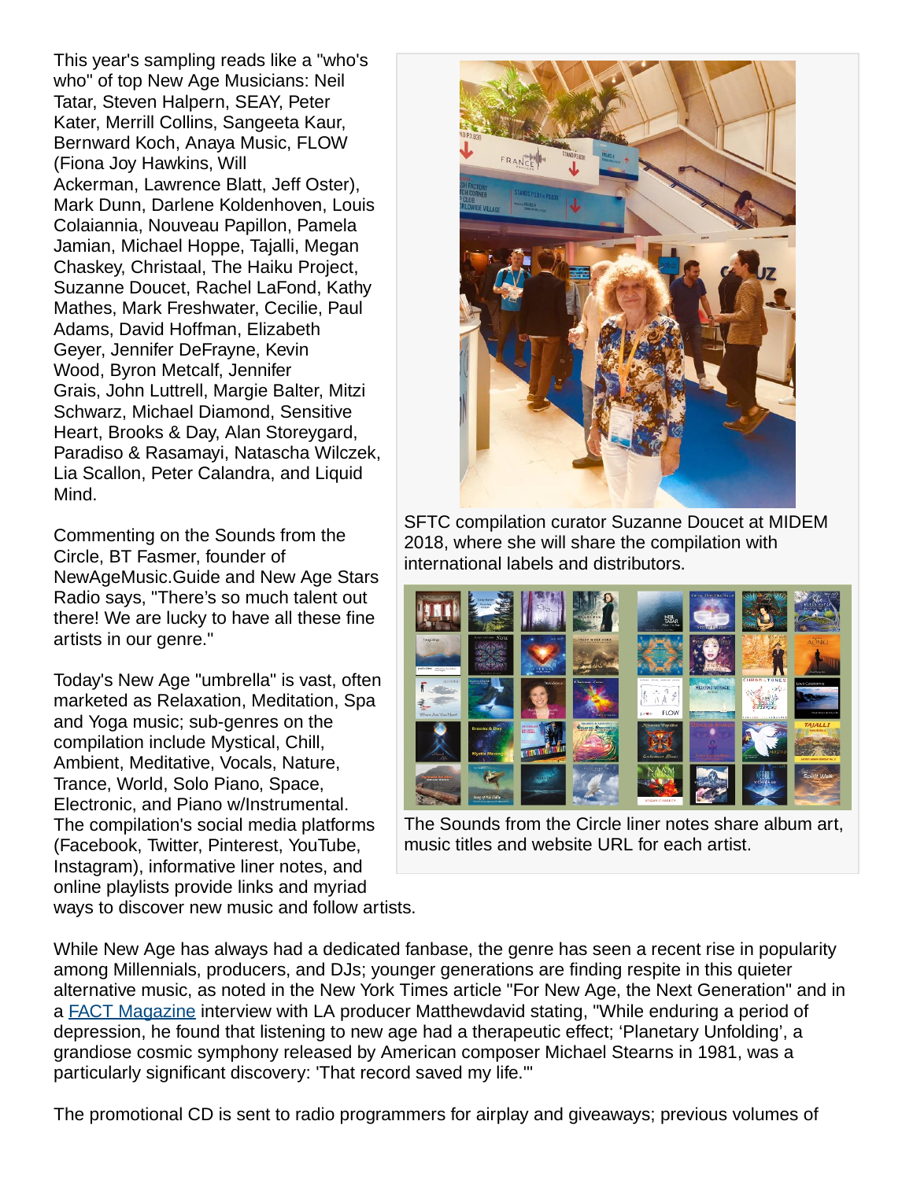This year's sampling reads like a "who's who" of top New Age Musicians: Neil Tatar, Steven Halpern, SEAY, Peter Kater, Merrill Collins, Sangeeta Kaur, Bernward Koch, Anaya Music, FLOW (Fiona Joy Hawkins, Will Ackerman, Lawrence Blatt, Jeff Oster), Mark Dunn, Darlene Koldenhoven, Louis Colaiannia, Nouveau Papillon, Pamela Jamian, Michael Hoppe, Tajalli, Megan Chaskey, Christaal, The Haiku Project, Suzanne Doucet, Rachel LaFond, Kathy Mathes, Mark Freshwater, Cecilie, Paul Adams, David Hoffman, Elizabeth Geyer, Jennifer DeFrayne, Kevin Wood, Byron Metcalf, Jennifer Grais, John Luttrell, Margie Balter, Mitzi Schwarz, Michael Diamond, Sensitive Heart, Brooks & Day, Alan Storeygard, Paradiso & Rasamayi, Natascha Wilczek, Lia Scallon, Peter Calandra, and Liquid Mind.

SFTC compilation curator Suzanne Doucet at MIDEM 2018, where she will share the compilation with international labels and distributors.

Commenting on the Sounds from the Circle, BT Fasmer, founder of NewAgeMusic.Guide and New Age Stars Radio says, "There's so much talent out there! We are lucky to have all these fine artists in our genre."

The Sounds from the Circle liner notes share album art, music titles and website URL for each artist.

Today's New Age "umbrella" is vast, often marketed as Relaxation, Meditation, Spa and Yoga music; sub-genres on the compilation include Mystical, Chill, Ambient, Meditative, Vocals, Nature, Trance, World, Solo Piano, Space, Electronic, and Piano w/Instrumental. The compilation's social media platforms (Facebook, Twitter, Pinterest, YouTube, Instagram), informative liner notes, and online playlists provide links and myriad ways to discover new music and follow artists.

While New Age has always had a dedicated fanbase, the genre has seen a recent rise in popularity among Millennials, producers, and DJs; younger generations are finding respite in this quieter alternative music, as noted in the New York Times article "For New Age, the Next Generation" and in a FACT Magazine interview with LA producer Matthewdavid stating, "While enduring a period of depression, he found that listening to new age had a therapeutic effect; 'Planetary Unfolding', a grandiose cosmic symphony released by American composer Michael Stearns in 1981, was a particularly significant discovery: 'That record saved my life.'"

The promotional CD is sent to radio programmers for airplay and giveaways; previous volumes of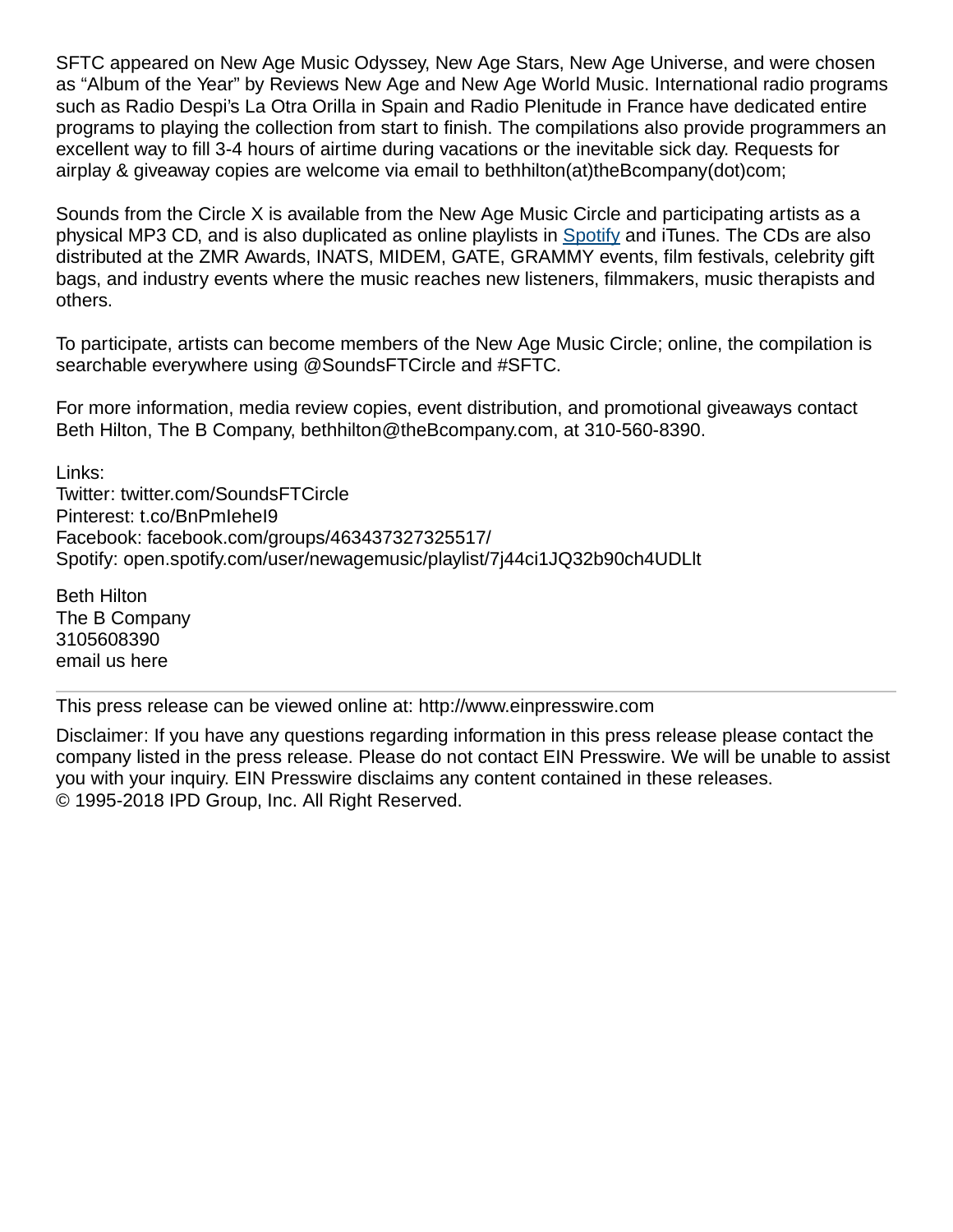SFTC appeared on New Age Music Odyssey, New Age Stars, New Age Universe, and were chosen as “Album of the Year” by Reviews New Age and New Age World Music. International radio programs such as Radio Despi’s La Otra Orilla in Spain and Radio Plenitude in France have dedicated entire programs to playing the collection from start to finish. The compilations also provide programmers an excellent way to fill 3-4 hours of airtime during vacations or the inevitable sick day. Requests for airplay & giveaway copies are welcome via email to bethhilton(at)theBcompany(dot)com;

Sounds from the Circle X is available from the New Age Music Circle and participating artists as a physical MP3 CD, and is also duplicated as online playlists in Spotify and iTunes. The CDs are also distributed at the ZMR Awards, INATS, MIDEM, GATE, GRAMMY events, film festivals, celebrity gift bags, and industry events where the music reaches new listeners, filmmakers, music therapists and others.

To participate, artists can become members of the New Age Music Circle; online, the compilation is searchable everywhere using @SoundsFTCircle and #SFTC.

For more information, media review copies, event distribution, and promotional giveaways contact Beth Hilton, The B Company, bethhilton@theBcompany.com, at 310-560-8390.

Links:
Twitter: twitter.com/SoundsFTCircle
Pinterest: t.co/BnPmIeheI9
Facebook: facebook.com/groups/463437327325517/
Spotify: open.spotify.com/user/newagemusic/playlist/7j44ci1JQ32b90ch4UDLlt

Beth Hilton
The B Company
3105608390
email us here

---

This press release can be viewed online at: http://www.einpresswire.com

Disclaimer: If you have any questions regarding information in this press release please contact the company listed in the press release. Please do not contact EIN Presswire. We will be unable to assist you with your inquiry. EIN Presswire disclaims any content contained in these releases.
© 1995-2018 IPD Group, Inc. All Right Reserved.